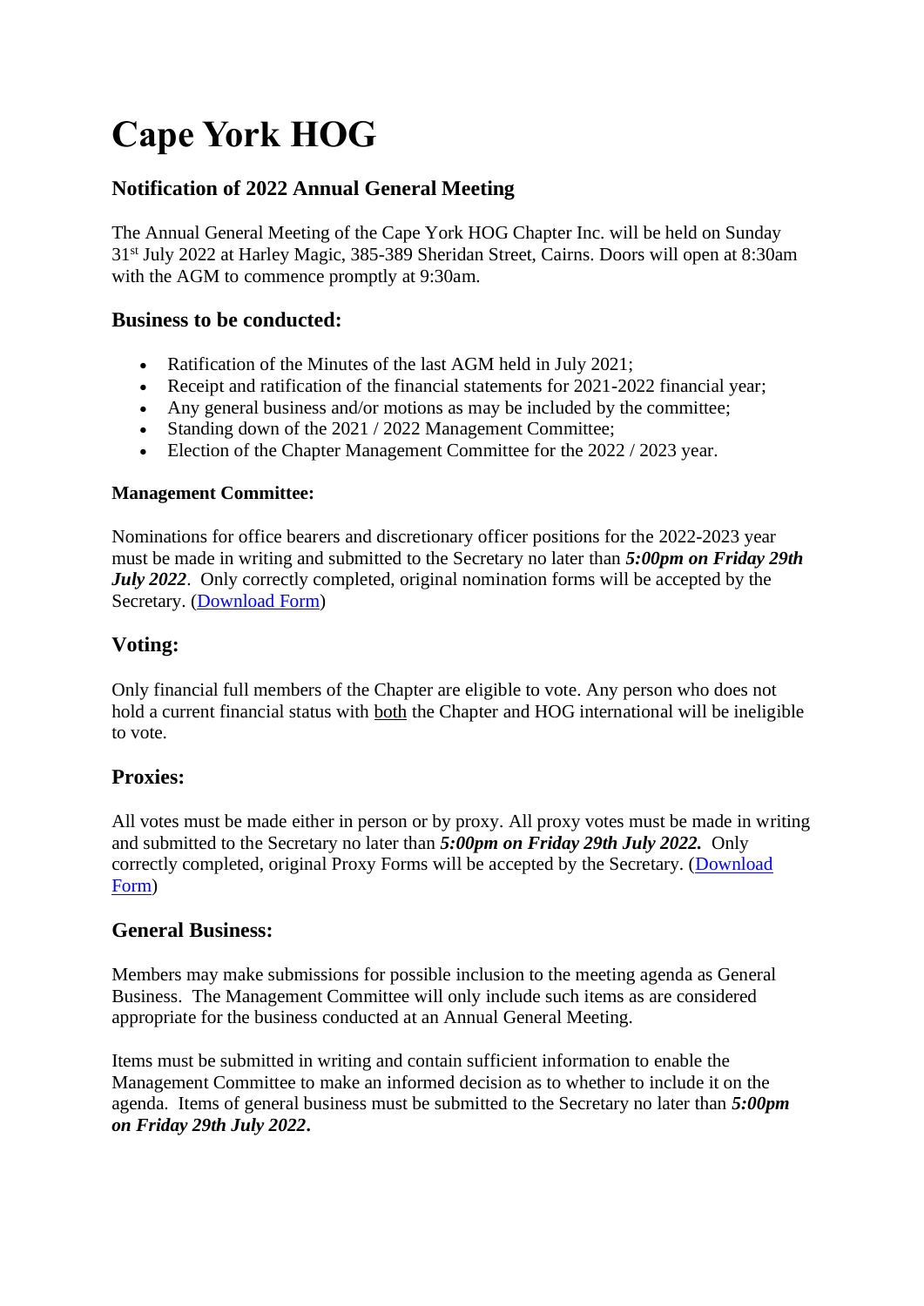# Cape York HOG

### Notification of 2022 Annual General Meeting

The Annual General Meeting of the Cape York HOG Chapter Inc. will be held on Sunday 31st July 2022 at Harley Magic, 385-389 Sheridan Street, Cairns. Doors will open at 8:30am with the AGM to commence promptly at 9:30am.

### Business to be conducted:

- Ratification of the Minutes of the last AGM held in July 2021;
- Receipt and ratification of the financial statements for 2021-2022 financial year;
- Any general business and/or motions as may be included by the committee;
- Standing down of the 2021 / 2022 Management Committee;
- Election of the Chapter Management Committee for the 2022 / 2023 year.

#### Management Committee:

Nominations for office bearers and discretionary officer positions for the 2022-2023 year must be made in writing and submitted to the Secretary no later than ***5:00pm on Friday 29th July 2022***. Only correctly completed, original nomination forms will be accepted by the Secretary. (Download Form)

### Voting:

Only financial full members of the Chapter are eligible to vote. Any person who does not hold a current financial status with both the Chapter and HOG international will be ineligible to vote.

### Proxies:

All votes must be made either in person or by proxy. All proxy votes must be made in writing and submitted to the Secretary no later than ***5:00pm on Friday 29th July 2022.*** Only correctly completed, original Proxy Forms will be accepted by the Secretary. (Download Form)

### General Business:

Members may make submissions for possible inclusion to the meeting agenda as General Business. The Management Committee will only include such items as are considered appropriate for the business conducted at an Annual General Meeting.

Items must be submitted in writing and contain sufficient information to enable the Management Committee to make an informed decision as to whether to include it on the agenda. Items of general business must be submitted to the Secretary no later than ***5:00pm on Friday 29th July 2022***.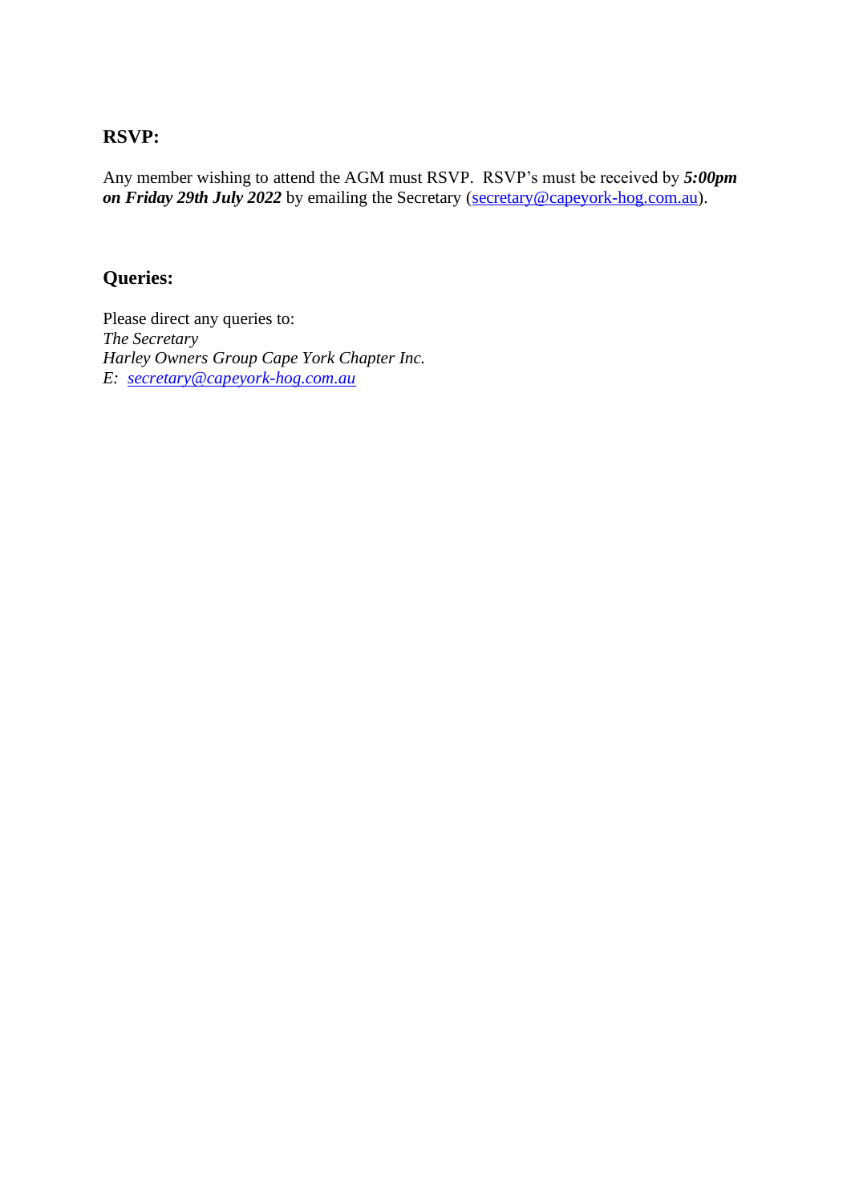## RSVP:

Any member wishing to attend the AGM must RSVP. RSVP's must be received by ***5:00pm on Friday 29th July 2022*** by emailing the Secretary (secretary@capeyork-hog.com.au).

## Queries:

Please direct any queries to:
*The Secretary*
*Harley Owners Group Cape York Chapter Inc.*
*E: secretary@capeyork-hog.com.au*